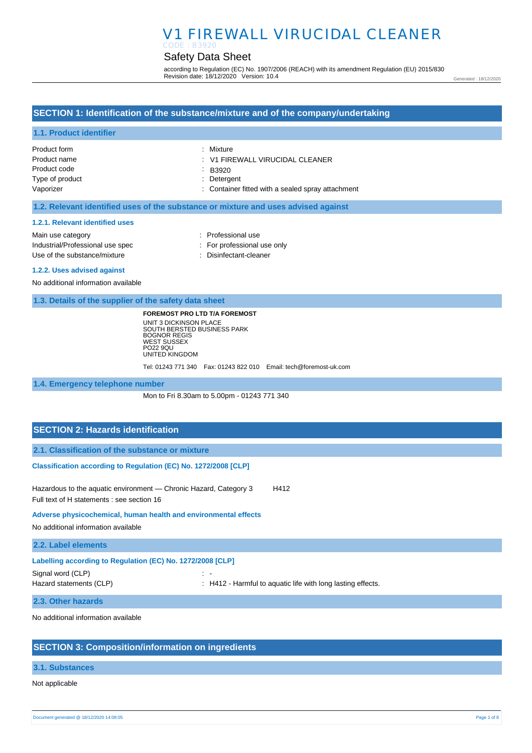# V1 FIREWALL VIRUCIDAL CLEANER

CODE : B3920

## Safety Data Sheet

according to Regulation (EC) No. 1907/2006 (REACH) with its amendment Regulation (EU) 2015/830
Revision date: 18/12/2020 Version: 10.4

Generated : 18/12/2020

## SECTION 1: Identification of the substance/mixture and of the company/undertaking

### 1.1. Product identifier

| | |
|---|---|
| Product form | : Mixture |
| Product name | : V1 FIREWALL VIRUCIDAL CLEANER |
| Product code | : B3920 |
| Type of product | : Detergent |
| Vaporizer | : Container fitted with a sealed spray attachment |

### 1.2. Relevant identified uses of the substance or mixture and uses advised against

#### 1.2.1. Relevant identified uses

| | |
|---|---|
| Main use category | : Professional use |
| Industrial/Professional use spec | : For professional use only |
| Use of the substance/mixture | : Disinfectant-cleaner |

#### 1.2.2. Uses advised against

No additional information available

### 1.3. Details of the supplier of the safety data sheet

**FOREMOST PRO LTD T/A FOREMOST**
UNIT 3 DICKINSON PLACE
SOUTH BERSTED BUSINESS PARK
BOGNOR REGIS
WEST SUSSEX
PO22 9QU
UNITED KINGDOM

Tel: 01243 771 340 Fax: 01243 822 010 Email: tech@foremost-uk.com

### 1.4. Emergency telephone number

Mon to Fri 8.30am to 5.00pm - 01243 771 340

## SECTION 2: Hazards identification

### 2.1. Classification of the substance or mixture

**Classification according to Regulation (EC) No. 1272/2008 [CLP]**

Hazardous to the aquatic environment — Chronic Hazard, Category 3 H412

Full text of H statements : see section 16

**Adverse physicochemical, human health and environmental effects**

No additional information available

### 2.2. Label elements

**Labelling according to Regulation (EC) No. 1272/2008 [CLP]**

| | |
|---|---|
| Signal word (CLP) | : - |
| Hazard statements (CLP) | : H412 - Harmful to aquatic life with long lasting effects. |

### 2.3. Other hazards

No additional information available

## SECTION 3: Composition/information on ingredients

### 3.1. Substances

Not applicable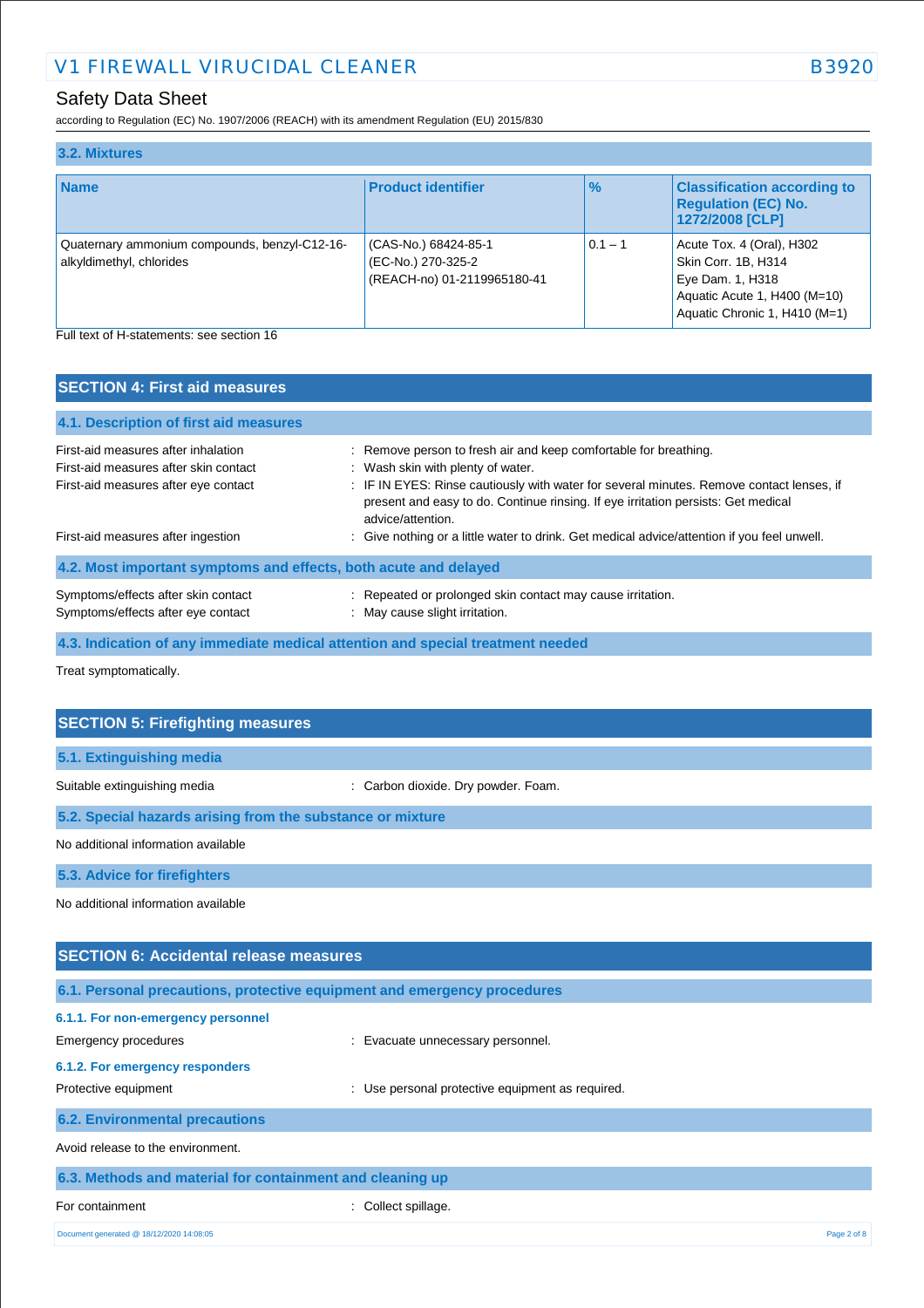### 3.2. Mixtures

| Name | Product identifier | % | Classification according to Regulation (EC) No. 1272/2008 [CLP] |
|---|---|---|---|
| Quaternary ammonium compounds, benzyl-C12-16-alkyldimethyl, chlorides | (CAS-No.) 68424-85-1<br>(EC-No.) 270-325-2<br>(REACH-no) 01-2119965180-41 | 0.1 – 1 | Acute Tox. 4 (Oral), H302<br>Skin Corr. 1B, H314<br>Eye Dam. 1, H318<br>Aquatic Acute 1, H400 (M=10)<br>Aquatic Chronic 1, H410 (M=1) |

Full text of H-statements: see section 16

## SECTION 4: First aid measures

### 4.1. Description of first aid measures

First-aid measures after inhalation : Remove person to fresh air and keep comfortable for breathing.

First-aid measures after skin contact : Wash skin with plenty of water.

First-aid measures after eye contact : IF IN EYES: Rinse cautiously with water for several minutes. Remove contact lenses, if present and easy to do. Continue rinsing. If eye irritation persists: Get medical advice/attention.

First-aid measures after ingestion : Give nothing or a little water to drink. Get medical advice/attention if you feel unwell.

### 4.2. Most important symptoms and effects, both acute and delayed

Symptoms/effects after skin contact : Repeated or prolonged skin contact may cause irritation.

Symptoms/effects after eye contact : May cause slight irritation.

### 4.3. Indication of any immediate medical attention and special treatment needed

Treat symptomatically.

## SECTION 5: Firefighting measures

### 5.1. Extinguishing media

Suitable extinguishing media : Carbon dioxide. Dry powder. Foam.

### 5.2. Special hazards arising from the substance or mixture

No additional information available

### 5.3. Advice for firefighters

No additional information available

## SECTION 6: Accidental release measures

### 6.1. Personal precautions, protective equipment and emergency procedures

#### 6.1.1. For non-emergency personnel

Emergency procedures : Evacuate unnecessary personnel.

#### 6.1.2. For emergency responders

Protective equipment : Use personal protective equipment as required.

### 6.2. Environmental precautions

Avoid release to the environment.

### 6.3. Methods and material for containment and cleaning up

For containment : Collect spillage.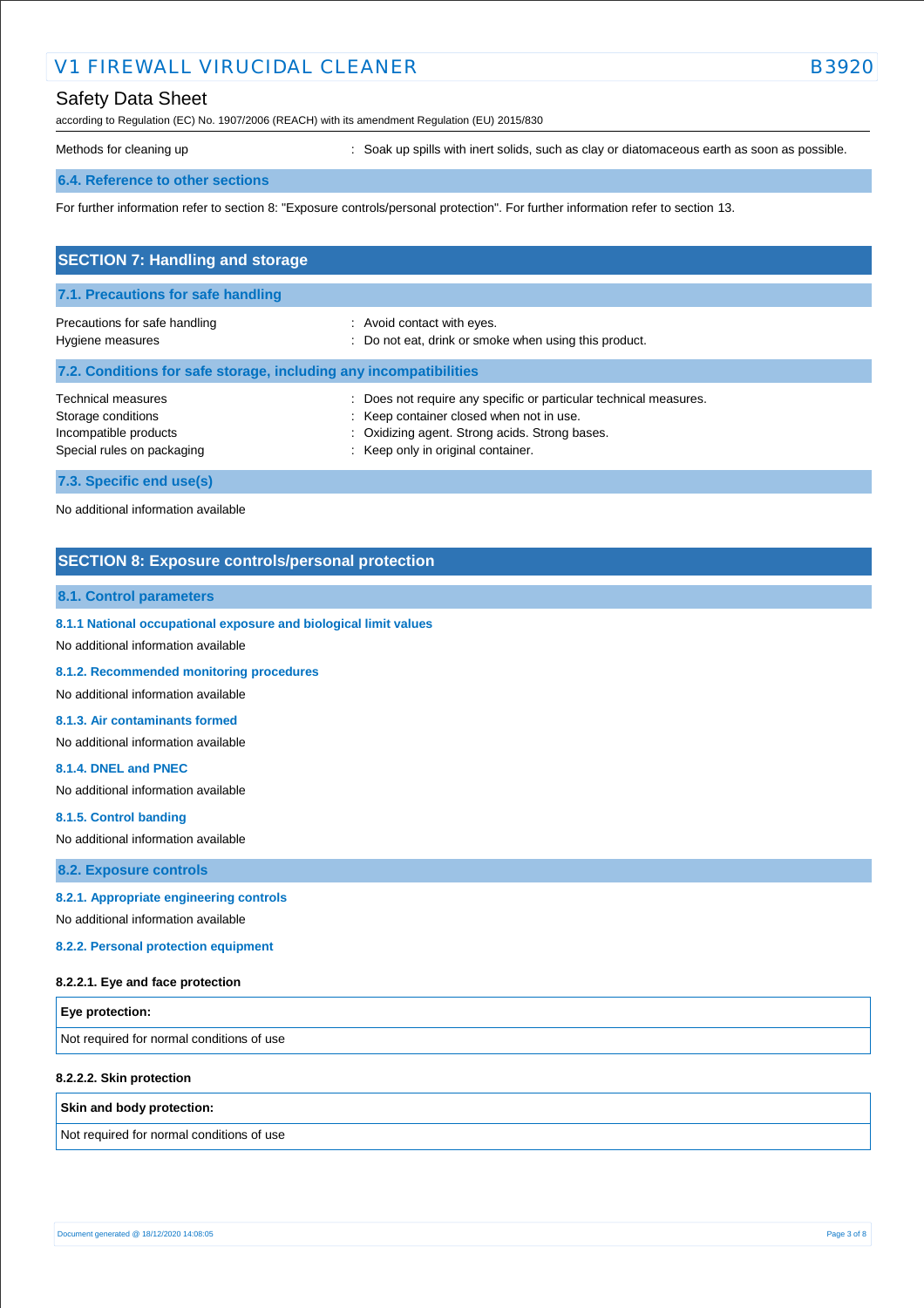Methods for cleaning up : Soak up spills with inert solids, such as clay or diatomaceous earth as soon as possible.

### 6.4. Reference to other sections

For further information refer to section 8: "Exposure controls/personal protection". For further information refer to section 13.

## SECTION 7: Handling and storage

### 7.1. Precautions for safe handling

| | |
|---|---|
| Precautions for safe handling | : Avoid contact with eyes. |
| Hygiene measures | : Do not eat, drink or smoke when using this product. |

### 7.2. Conditions for safe storage, including any incompatibilities

| | |
|---|---|
| Technical measures | : Does not require any specific or particular technical measures. |
| Storage conditions | : Keep container closed when not in use. |
| Incompatible products | : Oxidizing agent. Strong acids. Strong bases. |
| Special rules on packaging | : Keep only in original container. |

### 7.3. Specific end use(s)

No additional information available

## SECTION 8: Exposure controls/personal protection

### 8.1. Control parameters

#### 8.1.1 National occupational exposure and biological limit values

No additional information available

#### 8.1.2. Recommended monitoring procedures

No additional information available

#### 8.1.3. Air contaminants formed

No additional information available

#### 8.1.4. DNEL and PNEC

No additional information available

#### 8.1.5. Control banding

No additional information available

### 8.2. Exposure controls

#### 8.2.1. Appropriate engineering controls

No additional information available

#### 8.2.2. Personal protection equipment

**8.2.2.1. Eye and face protection**

| Eye protection: |
|---|
| Not required for normal conditions of use |

**8.2.2.2. Skin protection**

| Skin and body protection: |
|---|
| Not required for normal conditions of use |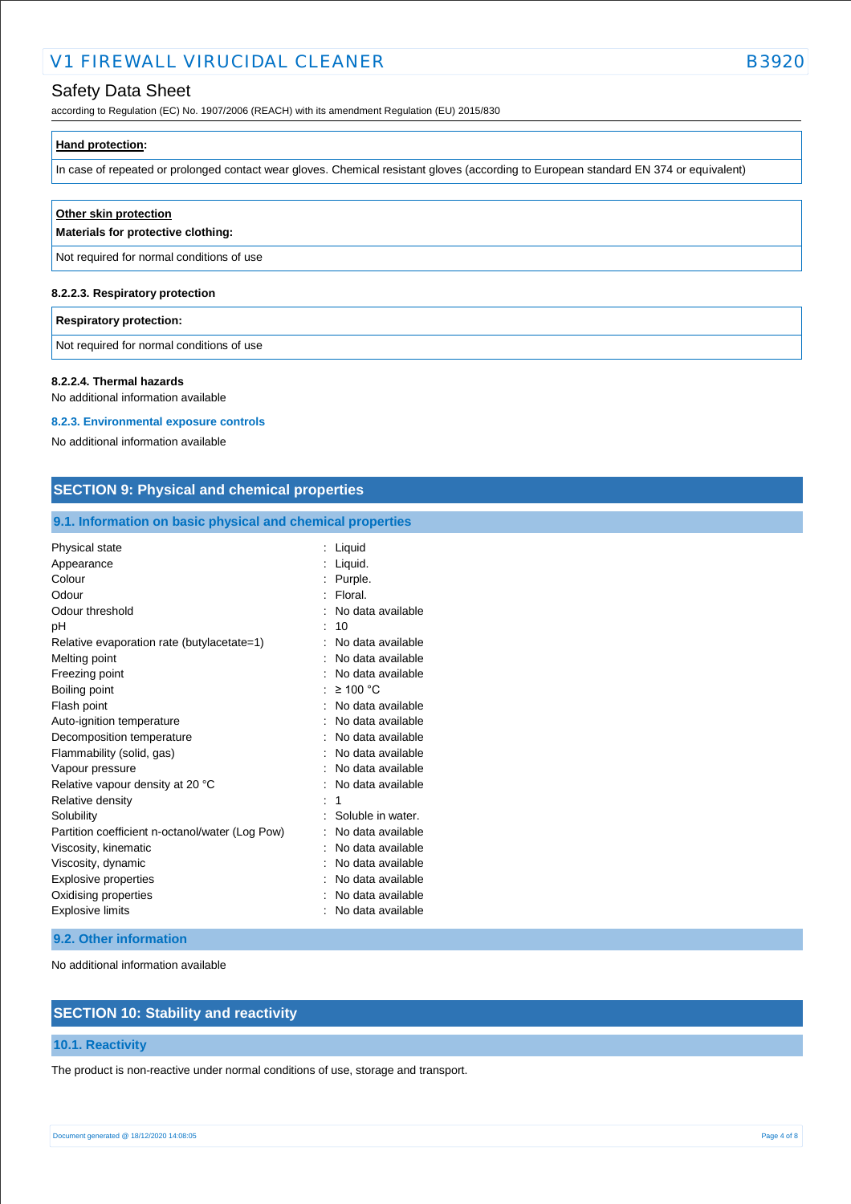**Hand protection:**

In case of repeated or prolonged contact wear gloves. Chemical resistant gloves (according to European standard EN 374 or equivalent)

**Other skin protection**

**Materials for protective clothing:**

Not required for normal conditions of use

#### 8.2.2.3. Respiratory protection

**Respiratory protection:**

Not required for normal conditions of use

#### 8.2.2.4. Thermal hazards

No additional information available

### 8.2.3. Environmental exposure controls

No additional information available

## SECTION 9: Physical and chemical properties

### 9.1. Information on basic physical and chemical properties

| | |
|---|---|
| Physical state | : Liquid |
| Appearance | : Liquid. |
| Colour | : Purple. |
| Odour | : Floral. |
| Odour threshold | : No data available |
| pH | : 10 |
| Relative evaporation rate (butylacetate=1) | : No data available |
| Melting point | : No data available |
| Freezing point | : No data available |
| Boiling point | : ≥ 100 °C |
| Flash point | : No data available |
| Auto-ignition temperature | : No data available |
| Decomposition temperature | : No data available |
| Flammability (solid, gas) | : No data available |
| Vapour pressure | : No data available |
| Relative vapour density at 20 °C | : No data available |
| Relative density | : 1 |
| Solubility | : Soluble in water. |
| Partition coefficient n-octanol/water (Log Pow) | : No data available |
| Viscosity, kinematic | : No data available |
| Viscosity, dynamic | : No data available |
| Explosive properties | : No data available |
| Oxidising properties | : No data available |
| Explosive limits | : No data available |

### 9.2. Other information

No additional information available

## SECTION 10: Stability and reactivity

### 10.1. Reactivity

The product is non-reactive under normal conditions of use, storage and transport.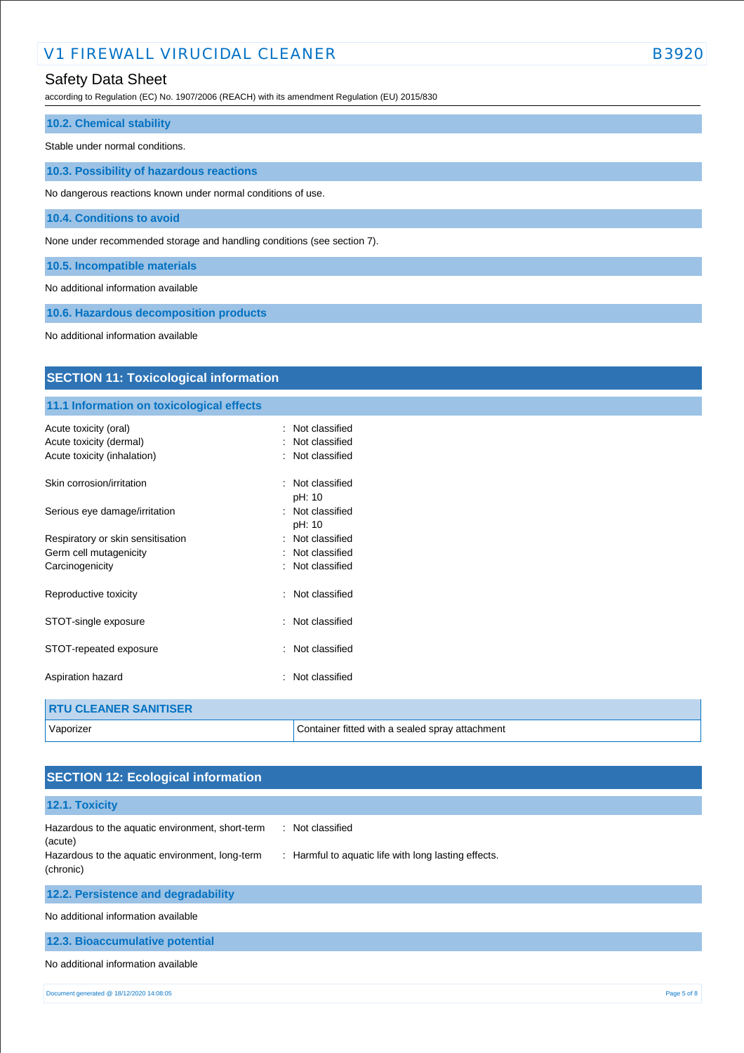### 10.2. Chemical stability

Stable under normal conditions.

### 10.3. Possibility of hazardous reactions

No dangerous reactions known under normal conditions of use.

### 10.4. Conditions to avoid

None under recommended storage and handling conditions (see section 7).

### 10.5. Incompatible materials

No additional information available

### 10.6. Hazardous decomposition products

No additional information available

## SECTION 11: Toxicological information

### 11.1 Information on toxicological effects

Acute toxicity (oral) : Not classified
Acute toxicity (dermal) : Not classified
Acute toxicity (inhalation) : Not classified

Skin corrosion/irritation : Not classified
pH: 10

Serious eye damage/irritation : Not classified
pH: 10

Respiratory or skin sensitisation : Not classified
Germ cell mutagenicity : Not classified
Carcinogenicity : Not classified

Reproductive toxicity : Not classified

STOT-single exposure : Not classified

STOT-repeated exposure : Not classified

Aspiration hazard : Not classified

| RTU CLEANER SANITISER | |
|---|---|
| Vaporizer | Container fitted with a sealed spray attachment |

## SECTION 12: Ecological information

### 12.1. Toxicity

Hazardous to the aquatic environment, short-term (acute) : Not classified
Hazardous to the aquatic environment, long-term (chronic) : Harmful to aquatic life with long lasting effects.

### 12.2. Persistence and degradability

No additional information available

### 12.3. Bioaccumulative potential

No additional information available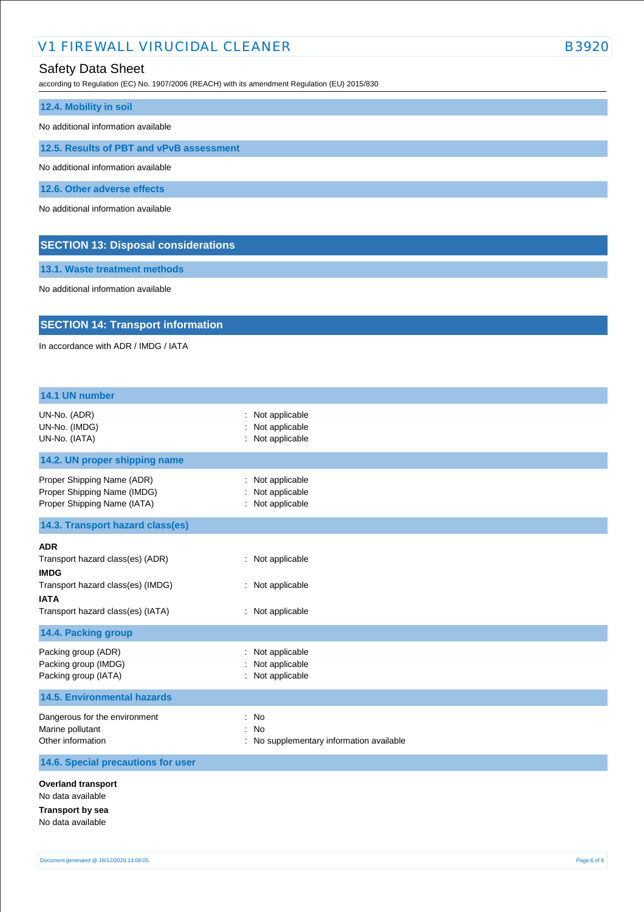### 12.4. Mobility in soil

No additional information available

### 12.5. Results of PBT and vPvB assessment

No additional information available

### 12.6. Other adverse effects

No additional information available

## SECTION 13: Disposal considerations

### 13.1. Waste treatment methods

No additional information available

## SECTION 14: Transport information

In accordance with ADR / IMDG / IATA

### 14.1 UN number

| | |
|---|---|
| UN-No. (ADR) | : Not applicable |
| UN-No. (IMDG) | : Not applicable |
| UN-No. (IATA) | : Not applicable |

### 14.2. UN proper shipping name

| | |
|---|---|
| Proper Shipping Name (ADR) | : Not applicable |
| Proper Shipping Name (IMDG) | : Not applicable |
| Proper Shipping Name (IATA) | : Not applicable |

### 14.3. Transport hazard class(es)

**ADR**

| | |
|---|---|
| Transport hazard class(es) (ADR) | : Not applicable |

**IMDG**

| | |
|---|---|
| Transport hazard class(es) (IMDG) | : Not applicable |

**IATA**

| | |
|---|---|
| Transport hazard class(es) (IATA) | : Not applicable |

### 14.4. Packing group

| | |
|---|---|
| Packing group (ADR) | : Not applicable |
| Packing group (IMDG) | : Not applicable |
| Packing group (IATA) | : Not applicable |

### 14.5. Environmental hazards

| | |
|---|---|
| Dangerous for the environment | : No |
| Marine pollutant | : No |
| Other information | : No supplementary information available |

### 14.6. Special precautions for user

**Overland transport**

No data available

**Transport by sea**

No data available

Document generated @ 18/12/2020 14:08:05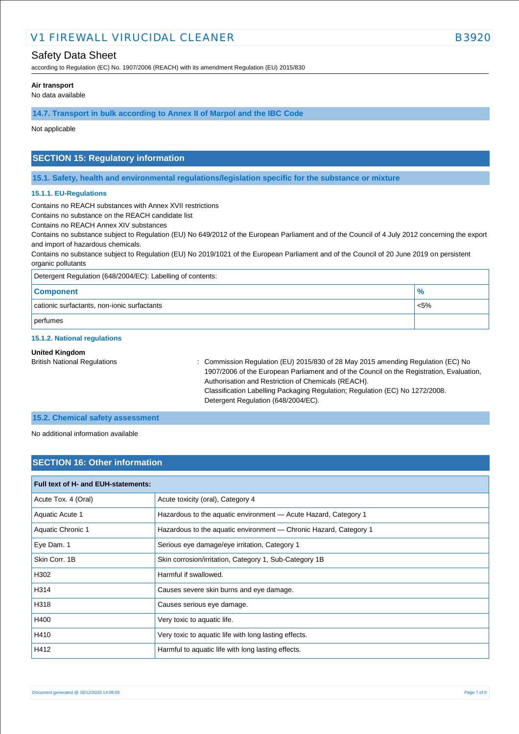**Air transport**

No data available

### 14.7. Transport in bulk according to Annex II of Marpol and the IBC Code

Not applicable

## SECTION 15: Regulatory information

### 15.1. Safety, health and environmental regulations/legislation specific for the substance or mixture

#### 15.1.1. EU-Regulations

Contains no REACH substances with Annex XVII restrictions
Contains no substance on the REACH candidate list
Contains no REACH Annex XIV substances
Contains no substance subject to Regulation (EU) No 649/2012 of the European Parliament and of the Council of 4 July 2012 concerning the export and import of hazardous chemicals.
Contains no substance subject to Regulation (EU) No 2019/1021 of the European Parliament and of the Council of 20 June 2019 on persistent organic pollutants

| Detergent Regulation (648/2004/EC): Labelling of contents: | |
|---|---|
| **Component** | **%** |
| cationic surfactants, non-ionic surfactants | <5% |
| perfumes | |

#### 15.1.2. National regulations

**United Kingdom**

British National Regulations : Commission Regulation (EU) 2015/830 of 28 May 2015 amending Regulation (EC) No 1907/2006 of the European Parliament and of the Council on the Registration, Evaluation, Authorisation and Restriction of Chemicals (REACH).
Classification Labelling Packaging Regulation; Regulation (EC) No 1272/2008.
Detergent Regulation (648/2004/EC).

### 15.2. Chemical safety assessment

No additional information available

## SECTION 16: Other information

| Full text of H- and EUH-statements: | |
|---|---|
| Acute Tox. 4 (Oral) | Acute toxicity (oral), Category 4 |
| Aquatic Acute 1 | Hazardous to the aquatic environment — Acute Hazard, Category 1 |
| Aquatic Chronic 1 | Hazardous to the aquatic environment — Chronic Hazard, Category 1 |
| Eye Dam. 1 | Serious eye damage/eye irritation, Category 1 |
| Skin Corr. 1B | Skin corrosion/irritation, Category 1, Sub-Category 1B |
| H302 | Harmful if swallowed. |
| H314 | Causes severe skin burns and eye damage. |
| H318 | Causes serious eye damage. |
| H400 | Very toxic to aquatic life. |
| H410 | Very toxic to aquatic life with long lasting effects. |
| H412 | Harmful to aquatic life with long lasting effects. |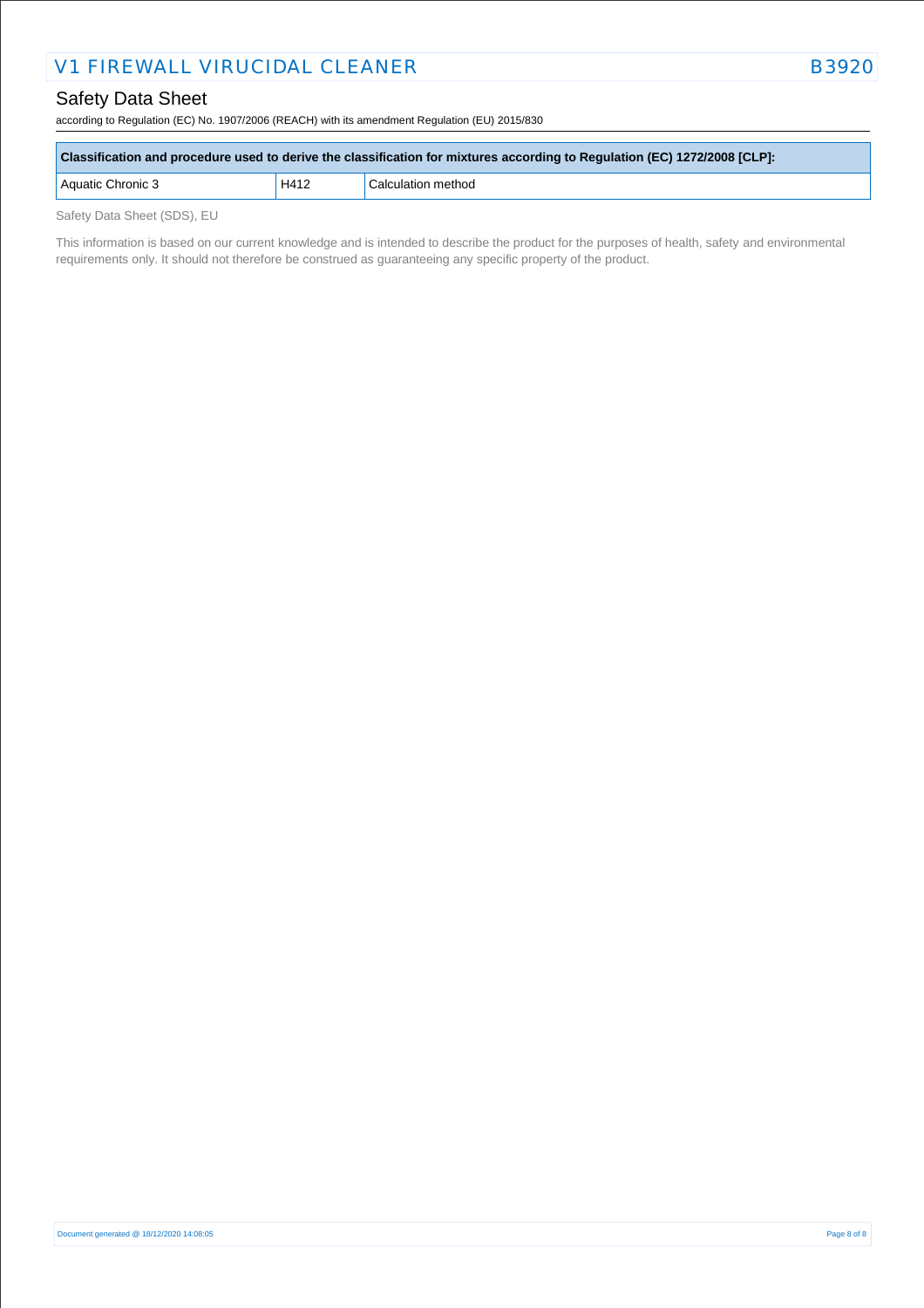| Classification and procedure used to derive the classification for mixtures according to Regulation (EC) 1272/2008 [CLP]: | | |
|---|---|---|
| Aquatic Chronic 3 | H412 | Calculation method |

Safety Data Sheet (SDS), EU

This information is based on our current knowledge and is intended to describe the product for the purposes of health, safety and environmental requirements only. It should not therefore be construed as guaranteeing any specific property of the product.